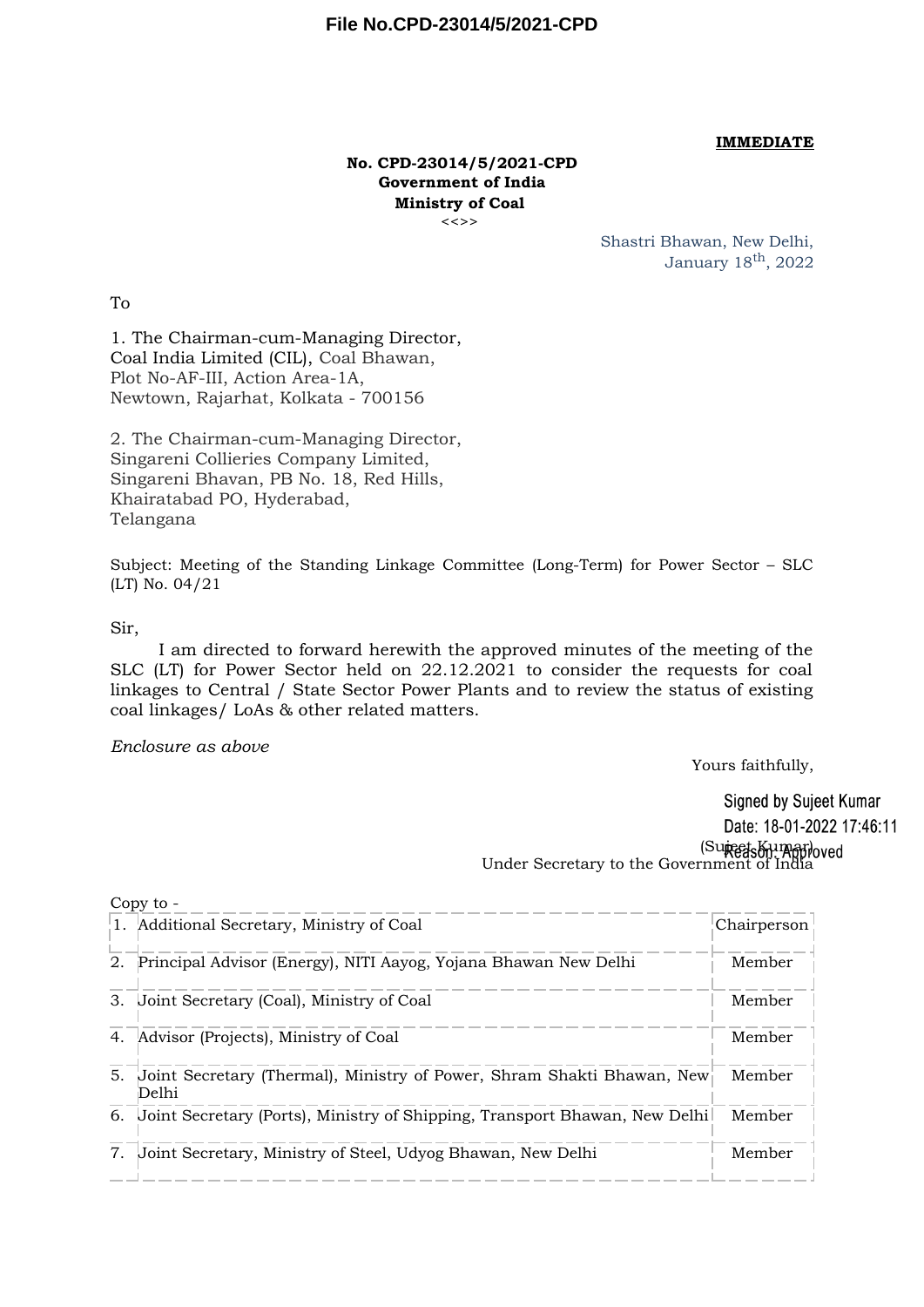File No.CPD-23014/5/2021-CPD

**IMMEDIATE**

**No. CPD-23014/5/2021-CPD**
**Government of India**
**Ministry of Coal**
<<>>

Shastri Bhawan, New Delhi,
January 18th, 2022

To

1. The Chairman-cum-Managing Director,
Coal India Limited (CIL), Coal Bhawan,
Plot No-AF-III, Action Area-1A,
Newtown, Rajarhat, Kolkata - 700156

2. The Chairman-cum-Managing Director,
Singareni Collieries Company Limited,
Singareni Bhavan, PB No. 18, Red Hills,
Khairatabad PO, Hyderabad,
Telangana

Subject: Meeting of the Standing Linkage Committee (Long-Term) for Power Sector – SLC (LT) No. 04/21

Sir,

I am directed to forward herewith the approved minutes of the meeting of the SLC (LT) for Power Sector held on 22.12.2021 to consider the requests for coal linkages to Central / State Sector Power Plants and to review the status of existing coal linkages/ LoAs & other related matters.

*Enclosure as above*

Yours faithfully,

Signed by Sujeet Kumar
Date: 18-01-2022 17:46:11
Reason: Approved

(Sujeet Kumar)
Under Secretary to the Government of India

Copy to -

| | | |
|---|---|---|
| 1. | Additional Secretary, Ministry of Coal | Chairperson |
| 2. | Principal Advisor (Energy), NITI Aayog, Yojana Bhawan New Delhi | Member |
| 3. | Joint Secretary (Coal), Ministry of Coal | Member |
| 4. | Advisor (Projects), Ministry of Coal | Member |
| 5. | Joint Secretary (Thermal), Ministry of Power, Shram Shakti Bhawan, New Delhi | Member |
| 6. | Joint Secretary (Ports), Ministry of Shipping, Transport Bhawan, New Delhi | Member |
| 7. | Joint Secretary, Ministry of Steel, Udyog Bhawan, New Delhi | Member |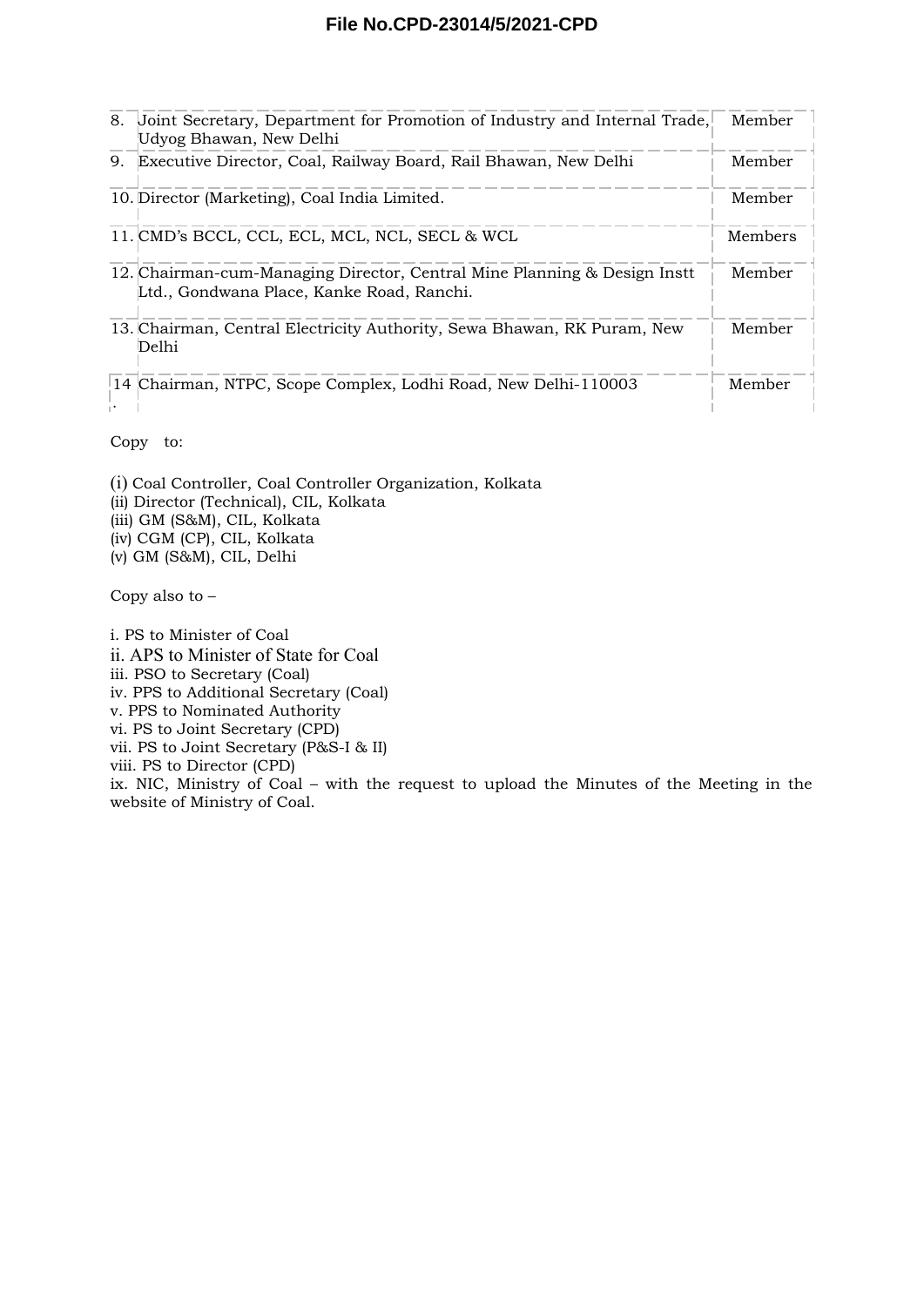| | | |
|---|---|---|
| 8. | Joint Secretary, Department for Promotion of Industry and Internal Trade, Udyog Bhawan, New Delhi | Member |
| 9. | Executive Director, Coal, Railway Board, Rail Bhawan, New Delhi | Member |
| 10. | Director (Marketing), Coal India Limited. | Member |
| 11. | CMD's BCCL, CCL, ECL, MCL, NCL, SECL & WCL | Members |
| 12. | Chairman-cum-Managing Director, Central Mine Planning & Design Instt Ltd., Gondwana Place, Kanke Road, Ranchi. | Member |
| 13. | Chairman, Central Electricity Authority, Sewa Bhawan, RK Puram, New Delhi | Member |
| 14. | Chairman, NTPC, Scope Complex, Lodhi Road, New Delhi-110003 | Member |

Copy to:

(i) Coal Controller, Coal Controller Organization, Kolkata
(ii) Director (Technical), CIL, Kolkata
(iii) GM (S&M), CIL, Kolkata
(iv) CGM (CP), CIL, Kolkata
(v) GM (S&M), CIL, Delhi

Copy also to –

i. PS to Minister of Coal
ii. APS to Minister of State for Coal
iii. PSO to Secretary (Coal)
iv. PPS to Additional Secretary (Coal)
v. PPS to Nominated Authority
vi. PS to Joint Secretary (CPD)
vii. PS to Joint Secretary (P&S-I & II)
viii. PS to Director (CPD)
ix. NIC, Ministry of Coal – with the request to upload the Minutes of the Meeting in the website of Ministry of Coal.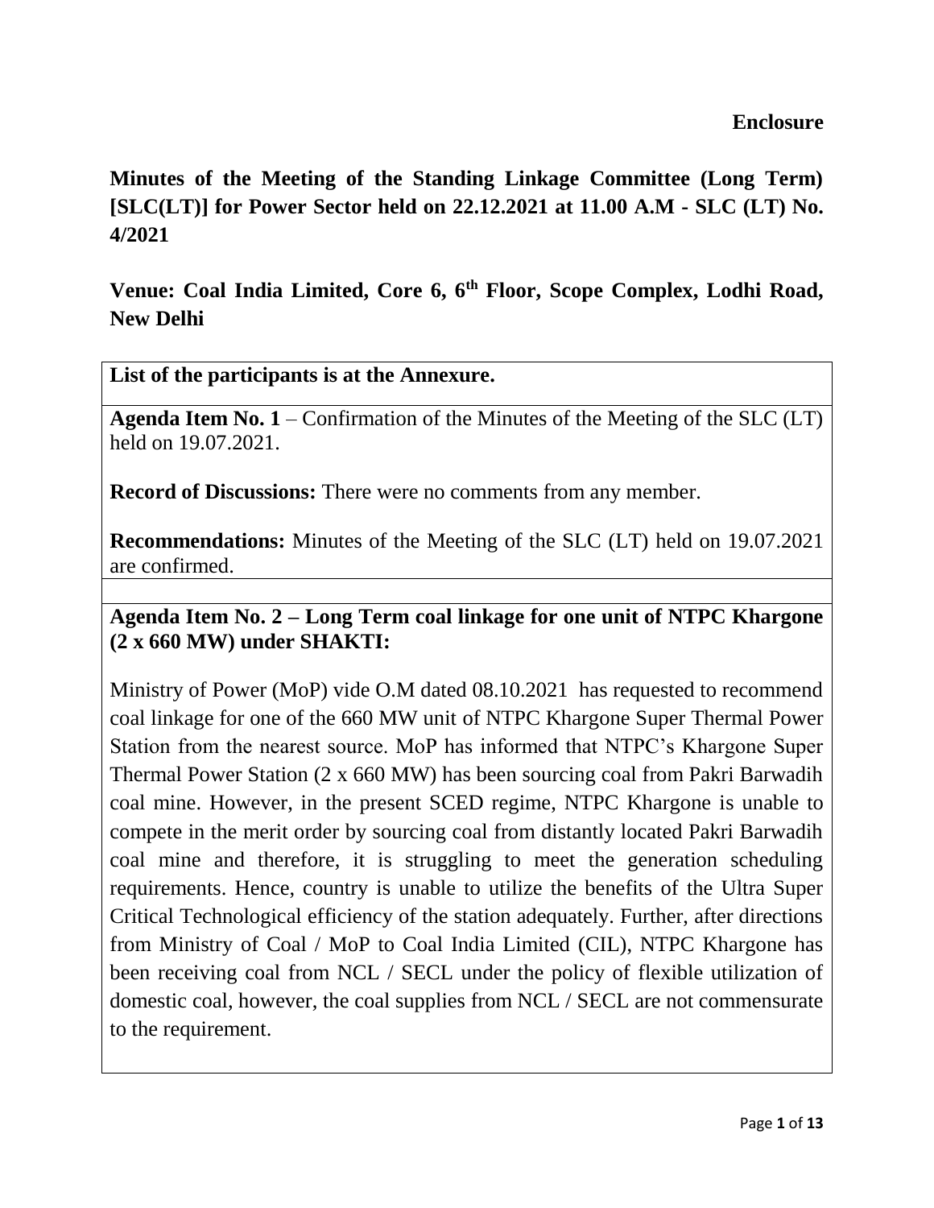**Enclosure**

# Minutes of the Meeting of the Standing Linkage Committee (Long Term) [SLC(LT)] for Power Sector held on 22.12.2021 at 11.00 A.M - SLC (LT) No. 4/2021

## Venue: Coal India Limited, Core 6, 6th Floor, Scope Complex, Lodhi Road, New Delhi

**List of the participants is at the Annexure.**

**Agenda Item No. 1** – Confirmation of the Minutes of the Meeting of the SLC (LT) held on 19.07.2021.

**Record of Discussions:** There were no comments from any member.

**Recommendations:** Minutes of the Meeting of the SLC (LT) held on 19.07.2021 are confirmed.

**Agenda Item No. 2 – Long Term coal linkage for one unit of NTPC Khargone (2 x 660 MW) under SHAKTI:**

Ministry of Power (MoP) vide O.M dated 08.10.2021 has requested to recommend coal linkage for one of the 660 MW unit of NTPC Khargone Super Thermal Power Station from the nearest source. MoP has informed that NTPC's Khargone Super Thermal Power Station (2 x 660 MW) has been sourcing coal from Pakri Barwadih coal mine. However, in the present SCED regime, NTPC Khargone is unable to compete in the merit order by sourcing coal from distantly located Pakri Barwadih coal mine and therefore, it is struggling to meet the generation scheduling requirements. Hence, country is unable to utilize the benefits of the Ultra Super Critical Technological efficiency of the station adequately. Further, after directions from Ministry of Coal / MoP to Coal India Limited (CIL), NTPC Khargone has been receiving coal from NCL / SECL under the policy of flexible utilization of domestic coal, however, the coal supplies from NCL / SECL are not commensurate to the requirement.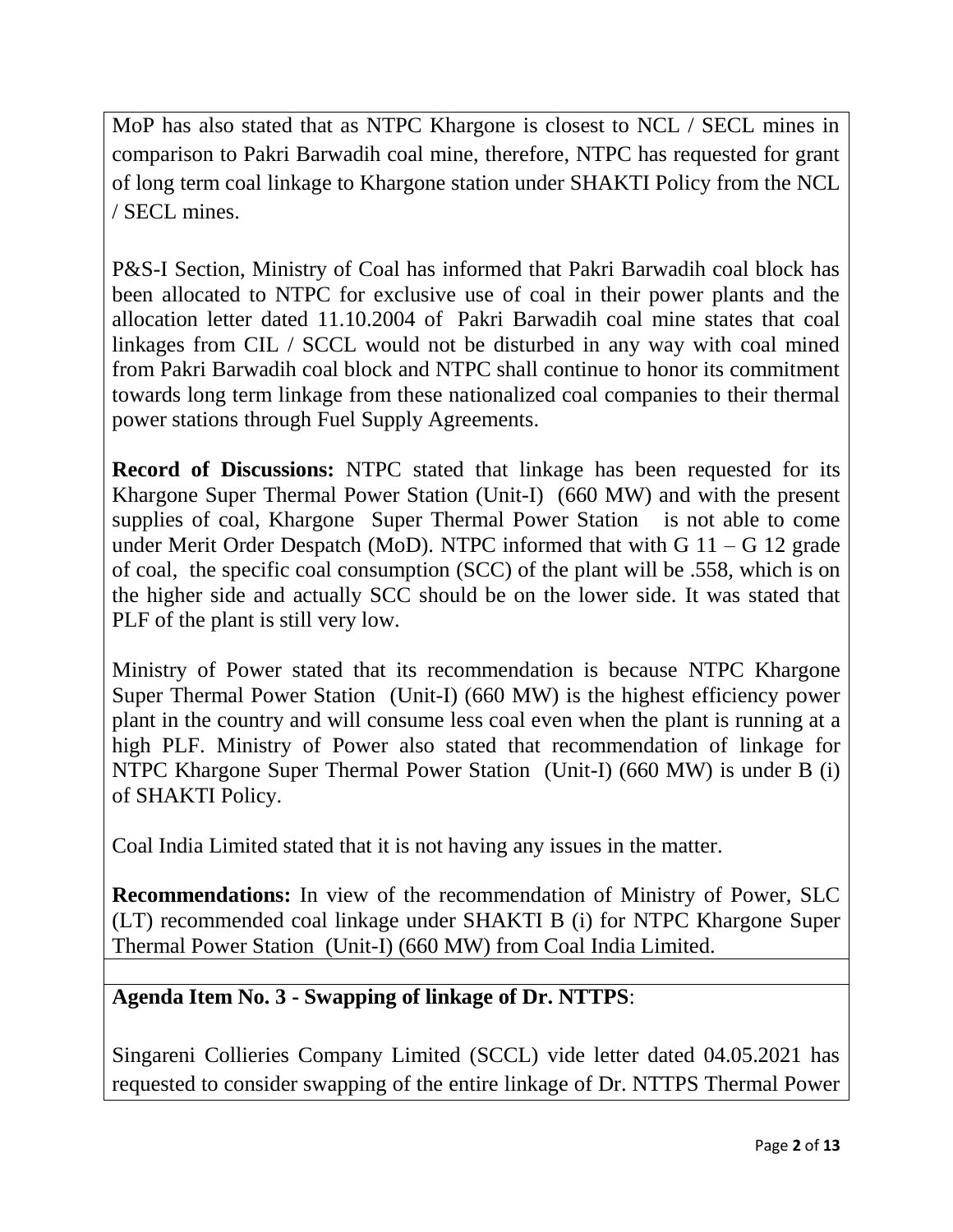MoP has also stated that as NTPC Khargone is closest to NCL / SECL mines in comparison to Pakri Barwadih coal mine, therefore, NTPC has requested for grant of long term coal linkage to Khargone station under SHAKTI Policy from the NCL / SECL mines.

P&S-I Section, Ministry of Coal has informed that Pakri Barwadih coal block has been allocated to NTPC for exclusive use of coal in their power plants and the allocation letter dated 11.10.2004 of Pakri Barwadih coal mine states that coal linkages from CIL / SCCL would not be disturbed in any way with coal mined from Pakri Barwadih coal block and NTPC shall continue to honor its commitment towards long term linkage from these nationalized coal companies to their thermal power stations through Fuel Supply Agreements.

**Record of Discussions:** NTPC stated that linkage has been requested for its Khargone Super Thermal Power Station (Unit-I) (660 MW) and with the present supplies of coal, Khargone Super Thermal Power Station is not able to come under Merit Order Despatch (MoD). NTPC informed that with G 11 – G 12 grade of coal, the specific coal consumption (SCC) of the plant will be .558, which is on the higher side and actually SCC should be on the lower side. It was stated that PLF of the plant is still very low.

Ministry of Power stated that its recommendation is because NTPC Khargone Super Thermal Power Station (Unit-I) (660 MW) is the highest efficiency power plant in the country and will consume less coal even when the plant is running at a high PLF. Ministry of Power also stated that recommendation of linkage for NTPC Khargone Super Thermal Power Station (Unit-I) (660 MW) is under B (i) of SHAKTI Policy.

Coal India Limited stated that it is not having any issues in the matter.

**Recommendations:** In view of the recommendation of Ministry of Power, SLC (LT) recommended coal linkage under SHAKTI B (i) for NTPC Khargone Super Thermal Power Station (Unit-I) (660 MW) from Coal India Limited.

**Agenda Item No. 3 - Swapping of linkage of Dr. NTTPS**:

Singareni Collieries Company Limited (SCCL) vide letter dated 04.05.2021 has requested to consider swapping of the entire linkage of Dr. NTTPS Thermal Power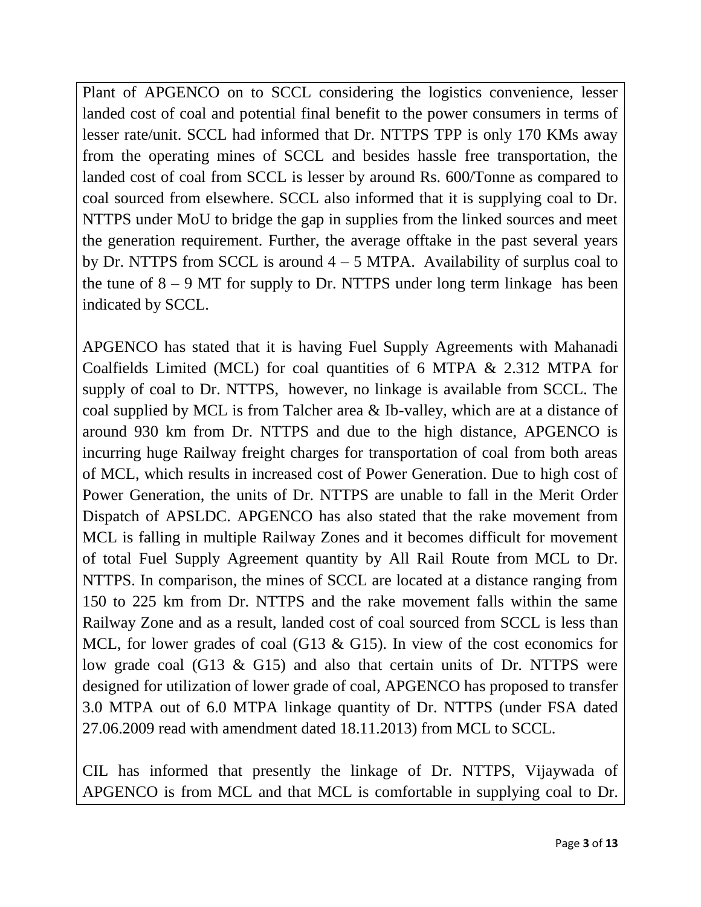Plant of APGENCO on to SCCL considering the logistics convenience, lesser landed cost of coal and potential final benefit to the power consumers in terms of lesser rate/unit. SCCL had informed that Dr. NTTPS TPP is only 170 KMs away from the operating mines of SCCL and besides hassle free transportation, the landed cost of coal from SCCL is lesser by around Rs. 600/Tonne as compared to coal sourced from elsewhere. SCCL also informed that it is supplying coal to Dr. NTTPS under MoU to bridge the gap in supplies from the linked sources and meet the generation requirement. Further, the average offtake in the past several years by Dr. NTTPS from SCCL is around 4 – 5 MTPA. Availability of surplus coal to the tune of 8 – 9 MT for supply to Dr. NTTPS under long term linkage has been indicated by SCCL.

APGENCO has stated that it is having Fuel Supply Agreements with Mahanadi Coalfields Limited (MCL) for coal quantities of 6 MTPA & 2.312 MTPA for supply of coal to Dr. NTTPS, however, no linkage is available from SCCL. The coal supplied by MCL is from Talcher area & Ib-valley, which are at a distance of around 930 km from Dr. NTTPS and due to the high distance, APGENCO is incurring huge Railway freight charges for transportation of coal from both areas of MCL, which results in increased cost of Power Generation. Due to high cost of Power Generation, the units of Dr. NTTPS are unable to fall in the Merit Order Dispatch of APSLDC. APGENCO has also stated that the rake movement from MCL is falling in multiple Railway Zones and it becomes difficult for movement of total Fuel Supply Agreement quantity by All Rail Route from MCL to Dr. NTTPS. In comparison, the mines of SCCL are located at a distance ranging from 150 to 225 km from Dr. NTTPS and the rake movement falls within the same Railway Zone and as a result, landed cost of coal sourced from SCCL is less than MCL, for lower grades of coal (G13 & G15). In view of the cost economics for low grade coal (G13 & G15) and also that certain units of Dr. NTTPS were designed for utilization of lower grade of coal, APGENCO has proposed to transfer 3.0 MTPA out of 6.0 MTPA linkage quantity of Dr. NTTPS (under FSA dated 27.06.2009 read with amendment dated 18.11.2013) from MCL to SCCL.

CIL has informed that presently the linkage of Dr. NTTPS, Vijaywada of APGENCO is from MCL and that MCL is comfortable in supplying coal to Dr.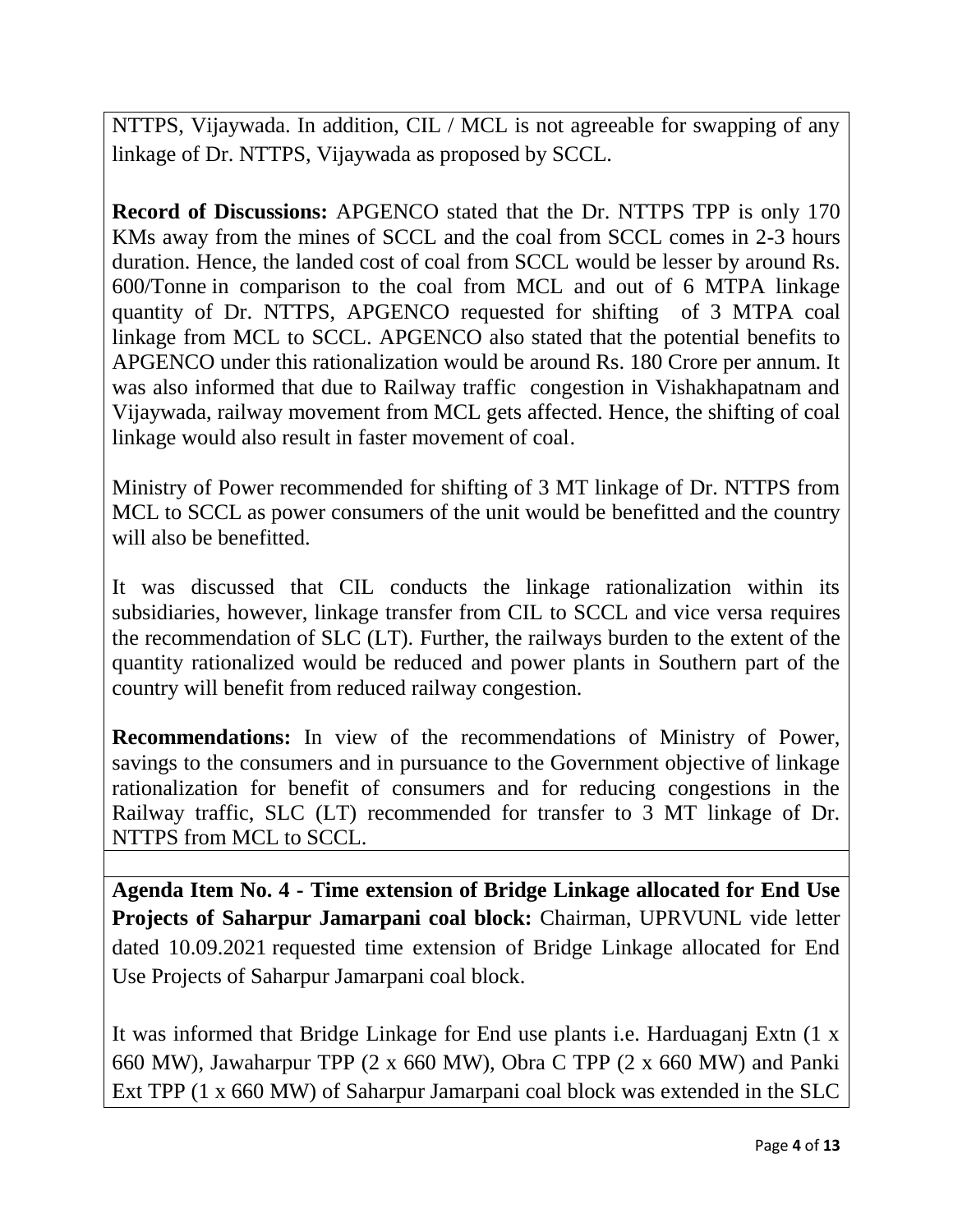NTTPS, Vijaywada. In addition, CIL / MCL is not agreeable for swapping of any linkage of Dr. NTTPS, Vijaywada as proposed by SCCL.

**Record of Discussions:** APGENCO stated that the Dr. NTTPS TPP is only 170 KMs away from the mines of SCCL and the coal from SCCL comes in 2-3 hours duration. Hence, the landed cost of coal from SCCL would be lesser by around Rs. 600/Tonne in comparison to the coal from MCL and out of 6 MTPA linkage quantity of Dr. NTTPS, APGENCO requested for shifting of 3 MTPA coal linkage from MCL to SCCL. APGENCO also stated that the potential benefits to APGENCO under this rationalization would be around Rs. 180 Crore per annum. It was also informed that due to Railway traffic congestion in Vishakhapatnam and Vijaywada, railway movement from MCL gets affected. Hence, the shifting of coal linkage would also result in faster movement of coal.

Ministry of Power recommended for shifting of 3 MT linkage of Dr. NTTPS from MCL to SCCL as power consumers of the unit would be benefitted and the country will also be benefitted.

It was discussed that CIL conducts the linkage rationalization within its subsidiaries, however, linkage transfer from CIL to SCCL and vice versa requires the recommendation of SLC (LT). Further, the railways burden to the extent of the quantity rationalized would be reduced and power plants in Southern part of the country will benefit from reduced railway congestion.

**Recommendations:** In view of the recommendations of Ministry of Power, savings to the consumers and in pursuance to the Government objective of linkage rationalization for benefit of consumers and for reducing congestions in the Railway traffic, SLC (LT) recommended for transfer to 3 MT linkage of Dr. NTTPS from MCL to SCCL.

**Agenda Item No. 4 - Time extension of Bridge Linkage allocated for End Use Projects of Saharpur Jamarpani coal block:** Chairman, UPRVUNL vide letter dated 10.09.2021 requested time extension of Bridge Linkage allocated for End Use Projects of Saharpur Jamarpani coal block.

It was informed that Bridge Linkage for End use plants i.e. Harduaganj Extn (1 x 660 MW), Jawaharpur TPP (2 x 660 MW), Obra C TPP (2 x 660 MW) and Panki Ext TPP (1 x 660 MW) of Saharpur Jamarpani coal block was extended in the SLC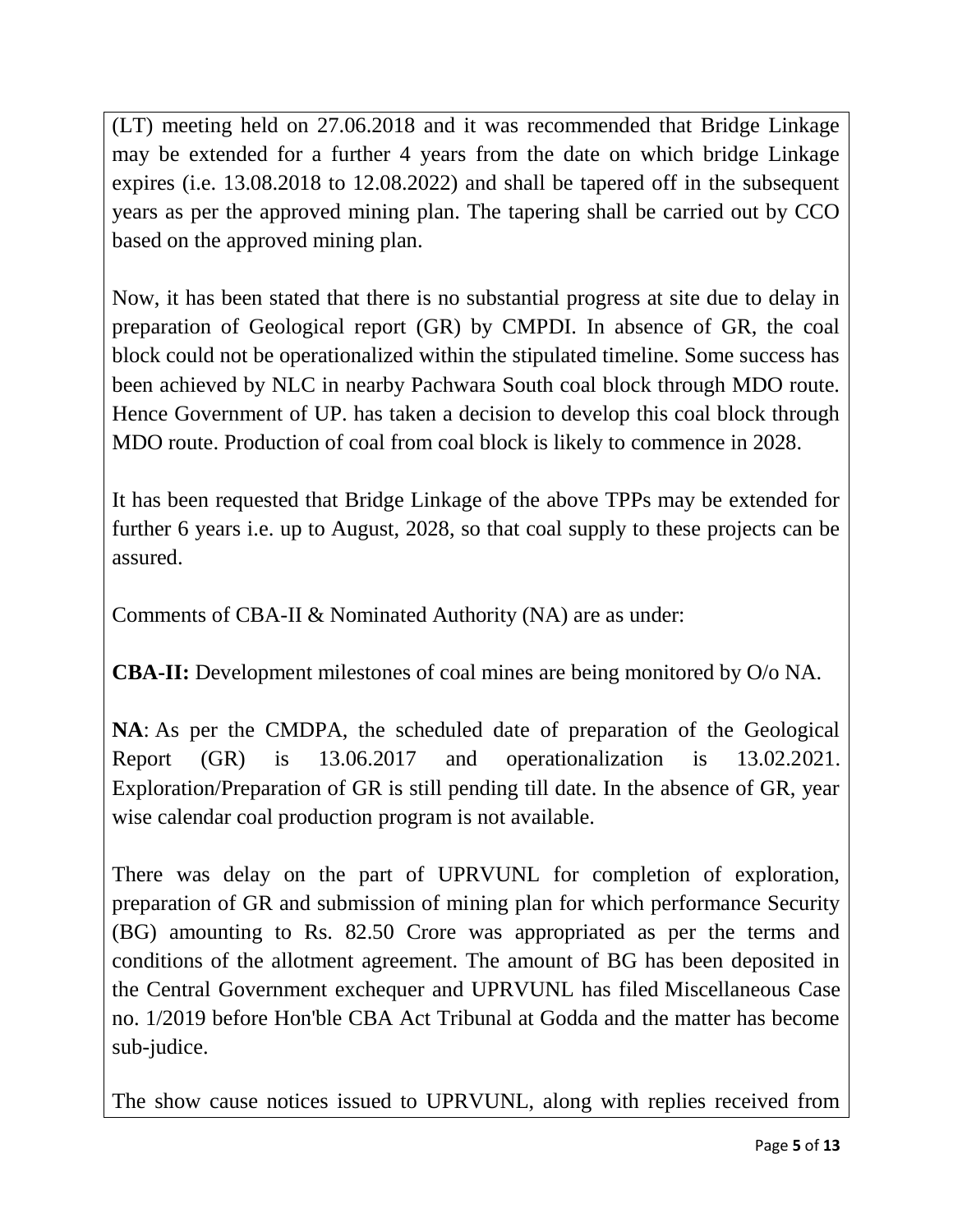(LT) meeting held on 27.06.2018 and it was recommended that Bridge Linkage may be extended for a further 4 years from the date on which bridge Linkage expires (i.e. 13.08.2018 to 12.08.2022) and shall be tapered off in the subsequent years as per the approved mining plan. The tapering shall be carried out by CCO based on the approved mining plan.

Now, it has been stated that there is no substantial progress at site due to delay in preparation of Geological report (GR) by CMPDI. In absence of GR, the coal block could not be operationalized within the stipulated timeline. Some success has been achieved by NLC in nearby Pachwara South coal block through MDO route. Hence Government of UP. has taken a decision to develop this coal block through MDO route. Production of coal from coal block is likely to commence in 2028.

It has been requested that Bridge Linkage of the above TPPs may be extended for further 6 years i.e. up to August, 2028, so that coal supply to these projects can be assured.

Comments of CBA-II & Nominated Authority (NA) are as under:

**CBA-II:** Development milestones of coal mines are being monitored by O/o NA.

**NA**: As per the CMDPA, the scheduled date of preparation of the Geological Report (GR) is 13.06.2017 and operationalization is 13.02.2021. Exploration/Preparation of GR is still pending till date. In the absence of GR, year wise calendar coal production program is not available.

There was delay on the part of UPRVUNL for completion of exploration, preparation of GR and submission of mining plan for which performance Security (BG) amounting to Rs. 82.50 Crore was appropriated as per the terms and conditions of the allotment agreement. The amount of BG has been deposited in the Central Government exchequer and UPRVUNL has filed Miscellaneous Case no. 1/2019 before Hon'ble CBA Act Tribunal at Godda and the matter has become sub-judice.

The show cause notices issued to UPRVUNL, along with replies received from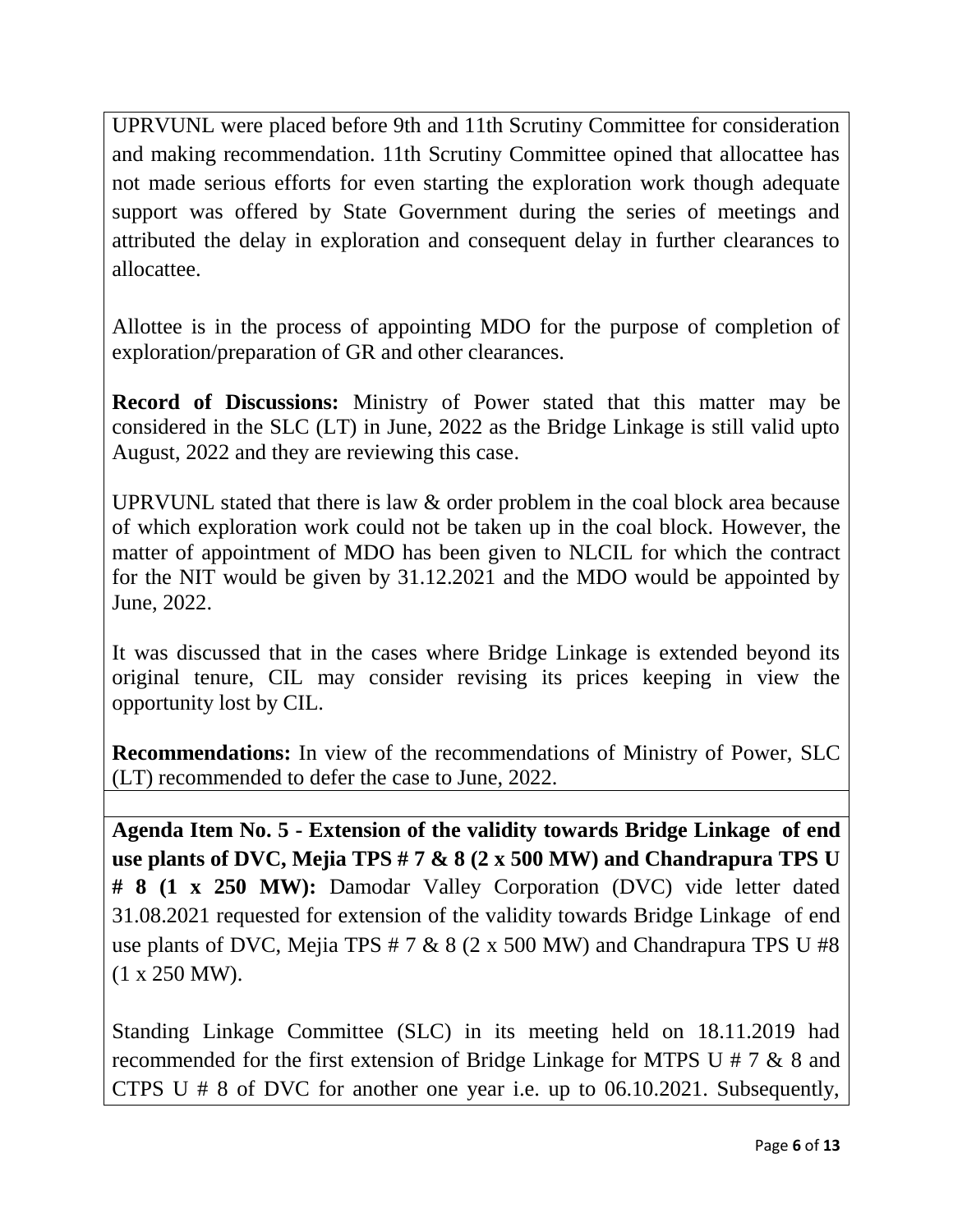UPRVUNL were placed before 9th and 11th Scrutiny Committee for consideration and making recommendation. 11th Scrutiny Committee opined that allocattee has not made serious efforts for even starting the exploration work though adequate support was offered by State Government during the series of meetings and attributed the delay in exploration and consequent delay in further clearances to allocattee.

Allottee is in the process of appointing MDO for the purpose of completion of exploration/preparation of GR and other clearances.

**Record of Discussions:** Ministry of Power stated that this matter may be considered in the SLC (LT) in June, 2022 as the Bridge Linkage is still valid upto August, 2022 and they are reviewing this case.

UPRVUNL stated that there is law & order problem in the coal block area because of which exploration work could not be taken up in the coal block. However, the matter of appointment of MDO has been given to NLCIL for which the contract for the NIT would be given by 31.12.2021 and the MDO would be appointed by June, 2022.

It was discussed that in the cases where Bridge Linkage is extended beyond its original tenure, CIL may consider revising its prices keeping in view the opportunity lost by CIL.

**Recommendations:** In view of the recommendations of Ministry of Power, SLC (LT) recommended to defer the case to June, 2022.

**Agenda Item No. 5 - Extension of the validity towards Bridge Linkage of end use plants of DVC, Mejia TPS # 7 & 8 (2 x 500 MW) and Chandrapura TPS U # 8 (1 x 250 MW):** Damodar Valley Corporation (DVC) vide letter dated 31.08.2021 requested for extension of the validity towards Bridge Linkage of end use plants of DVC, Mejia TPS # 7 & 8 (2 x 500 MW) and Chandrapura TPS U #8 (1 x 250 MW).

Standing Linkage Committee (SLC) in its meeting held on 18.11.2019 had recommended for the first extension of Bridge Linkage for MTPS U # 7 & 8 and CTPS U # 8 of DVC for another one year i.e. up to 06.10.2021. Subsequently,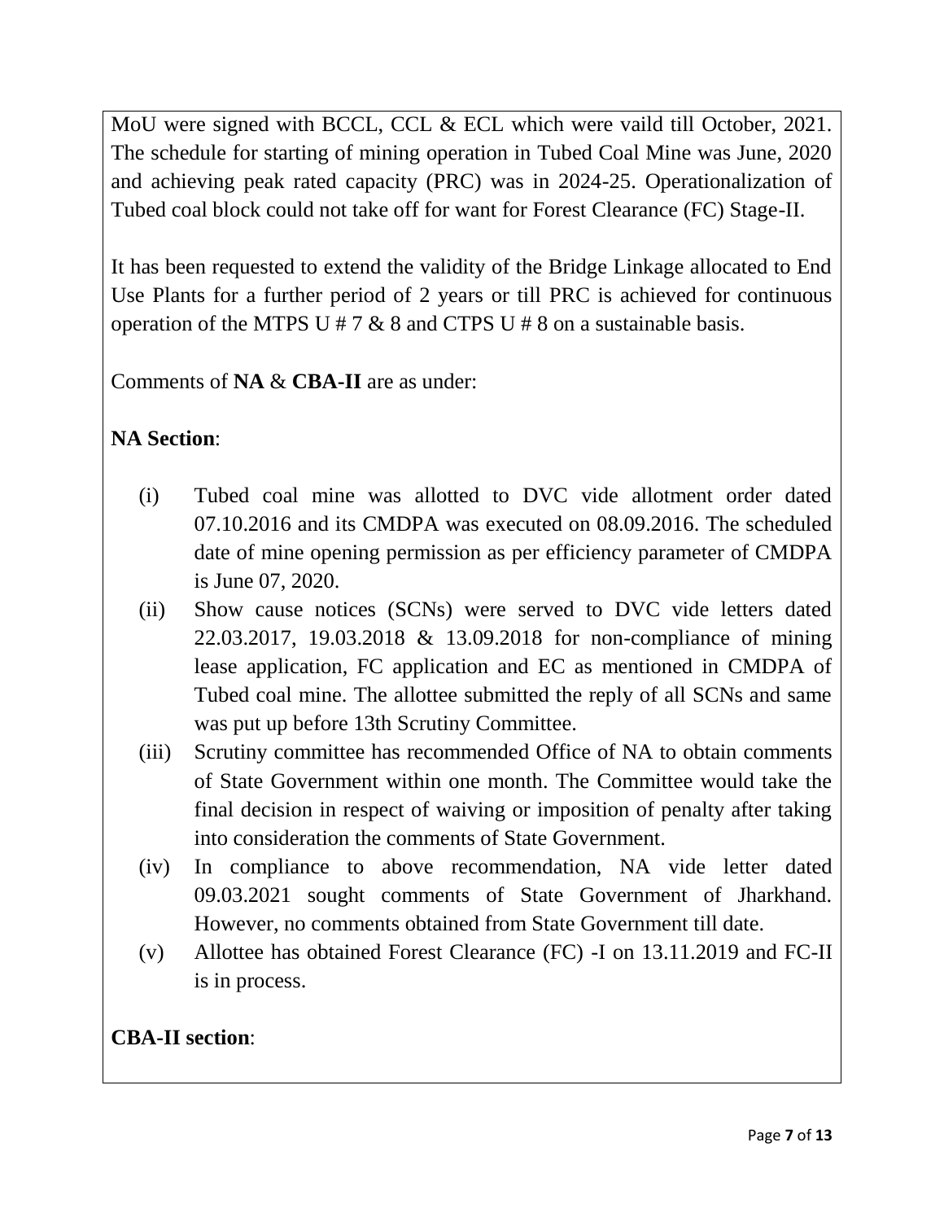MoU were signed with BCCL, CCL & ECL which were vaild till October, 2021. The schedule for starting of mining operation in Tubed Coal Mine was June, 2020 and achieving peak rated capacity (PRC) was in 2024-25. Operationalization of Tubed coal block could not take off for want for Forest Clearance (FC) Stage-II.

It has been requested to extend the validity of the Bridge Linkage allocated to End Use Plants for a further period of 2 years or till PRC is achieved for continuous operation of the MTPS U # 7 & 8 and CTPS U # 8 on a sustainable basis.

Comments of **NA** & **CBA-II** are as under:

**NA Section**:

(i) Tubed coal mine was allotted to DVC vide allotment order dated 07.10.2016 and its CMDPA was executed on 08.09.2016. The scheduled date of mine opening permission as per efficiency parameter of CMDPA is June 07, 2020.

(ii) Show cause notices (SCNs) were served to DVC vide letters dated 22.03.2017, 19.03.2018 & 13.09.2018 for non-compliance of mining lease application, FC application and EC as mentioned in CMDPA of Tubed coal mine. The allottee submitted the reply of all SCNs and same was put up before 13th Scrutiny Committee.

(iii) Scrutiny committee has recommended Office of NA to obtain comments of State Government within one month. The Committee would take the final decision in respect of waiving or imposition of penalty after taking into consideration the comments of State Government.

(iv) In compliance to above recommendation, NA vide letter dated 09.03.2021 sought comments of State Government of Jharkhand. However, no comments obtained from State Government till date.

(v) Allottee has obtained Forest Clearance (FC) -I on 13.11.2019 and FC-II is in process.

**CBA-II section**: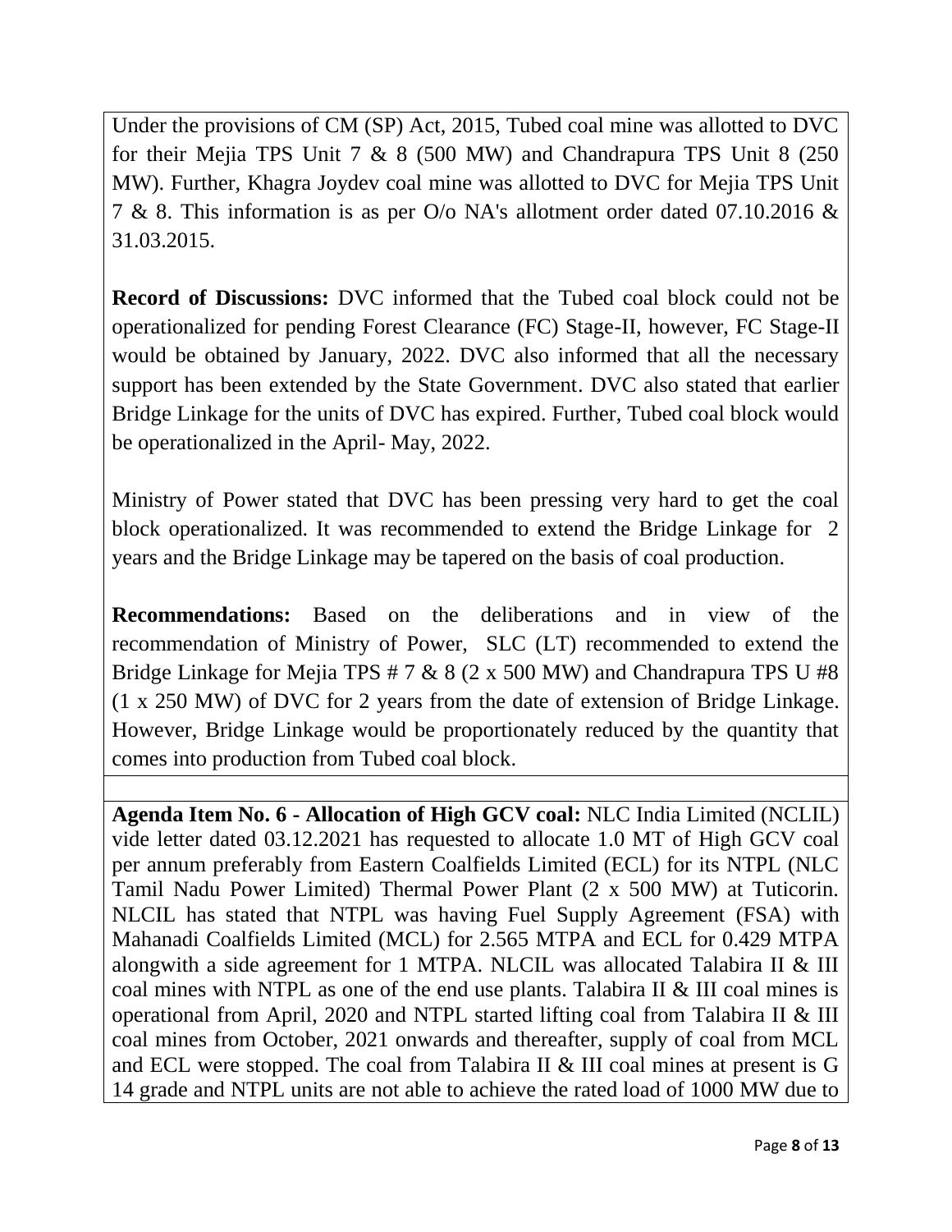Under the provisions of CM (SP) Act, 2015, Tubed coal mine was allotted to DVC for their Mejia TPS Unit 7 & 8 (500 MW) and Chandrapura TPS Unit 8 (250 MW). Further, Khagra Joydev coal mine was allotted to DVC for Mejia TPS Unit 7 & 8. This information is as per O/o NA's allotment order dated 07.10.2016 & 31.03.2015.

**Record of Discussions:** DVC informed that the Tubed coal block could not be operationalized for pending Forest Clearance (FC) Stage-II, however, FC Stage-II would be obtained by January, 2022. DVC also informed that all the necessary support has been extended by the State Government. DVC also stated that earlier Bridge Linkage for the units of DVC has expired. Further, Tubed coal block would be operationalized in the April- May, 2022.

Ministry of Power stated that DVC has been pressing very hard to get the coal block operationalized. It was recommended to extend the Bridge Linkage for 2 years and the Bridge Linkage may be tapered on the basis of coal production.

**Recommendations:** Based on the deliberations and in view of the recommendation of Ministry of Power, SLC (LT) recommended to extend the Bridge Linkage for Mejia TPS # 7 & 8 (2 x 500 MW) and Chandrapura TPS U #8 (1 x 250 MW) of DVC for 2 years from the date of extension of Bridge Linkage. However, Bridge Linkage would be proportionately reduced by the quantity that comes into production from Tubed coal block.

**Agenda Item No. 6 - Allocation of High GCV coal:** NLC India Limited (NCLIL) vide letter dated 03.12.2021 has requested to allocate 1.0 MT of High GCV coal per annum preferably from Eastern Coalfields Limited (ECL) for its NTPL (NLC Tamil Nadu Power Limited) Thermal Power Plant (2 x 500 MW) at Tuticorin. NLCIL has stated that NTPL was having Fuel Supply Agreement (FSA) with Mahanadi Coalfields Limited (MCL) for 2.565 MTPA and ECL for 0.429 MTPA alongwith a side agreement for 1 MTPA. NLCIL was allocated Talabira II & III coal mines with NTPL as one of the end use plants. Talabira II & III coal mines is operational from April, 2020 and NTPL started lifting coal from Talabira II & III coal mines from October, 2021 onwards and thereafter, supply of coal from MCL and ECL were stopped. The coal from Talabira II & III coal mines at present is G 14 grade and NTPL units are not able to achieve the rated load of 1000 MW due to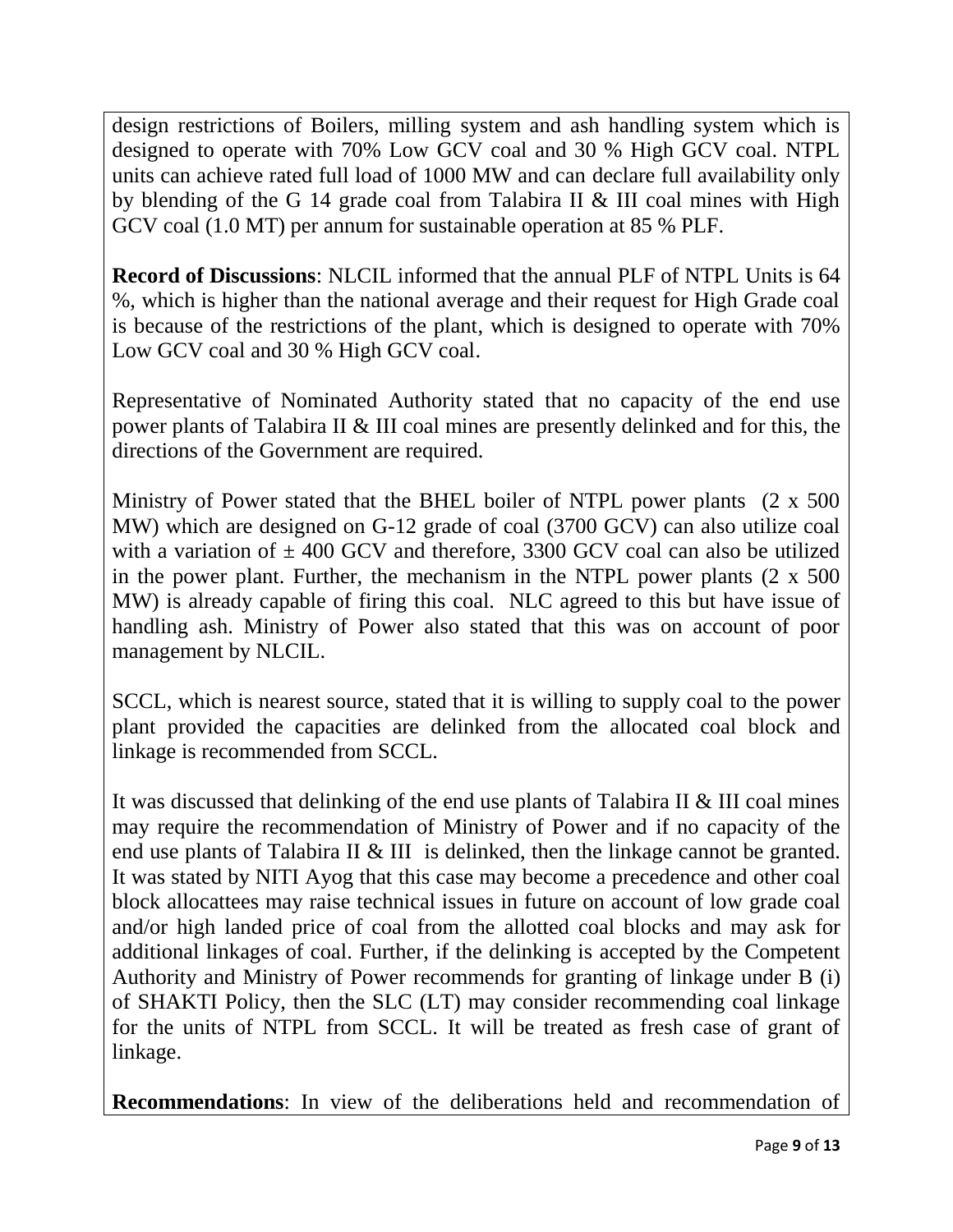design restrictions of Boilers, milling system and ash handling system which is designed to operate with 70% Low GCV coal and 30 % High GCV coal. NTPL units can achieve rated full load of 1000 MW and can declare full availability only by blending of the G 14 grade coal from Talabira II & III coal mines with High GCV coal (1.0 MT) per annum for sustainable operation at 85 % PLF.

**Record of Discussions**: NLCIL informed that the annual PLF of NTPL Units is 64 %, which is higher than the national average and their request for High Grade coal is because of the restrictions of the plant, which is designed to operate with 70% Low GCV coal and 30 % High GCV coal.

Representative of Nominated Authority stated that no capacity of the end use power plants of Talabira II & III coal mines are presently delinked and for this, the directions of the Government are required.

Ministry of Power stated that the BHEL boiler of NTPL power plants (2 x 500 MW) which are designed on G-12 grade of coal (3700 GCV) can also utilize coal with a variation of ± 400 GCV and therefore, 3300 GCV coal can also be utilized in the power plant. Further, the mechanism in the NTPL power plants (2 x 500 MW) is already capable of firing this coal. NLC agreed to this but have issue of handling ash. Ministry of Power also stated that this was on account of poor management by NLCIL.

SCCL, which is nearest source, stated that it is willing to supply coal to the power plant provided the capacities are delinked from the allocated coal block and linkage is recommended from SCCL.

It was discussed that delinking of the end use plants of Talabira II & III coal mines may require the recommendation of Ministry of Power and if no capacity of the end use plants of Talabira II & III is delinked, then the linkage cannot be granted. It was stated by NITI Ayog that this case may become a precedence and other coal block allocattees may raise technical issues in future on account of low grade coal and/or high landed price of coal from the allotted coal blocks and may ask for additional linkages of coal. Further, if the delinking is accepted by the Competent Authority and Ministry of Power recommends for granting of linkage under B (i) of SHAKTI Policy, then the SLC (LT) may consider recommending coal linkage for the units of NTPL from SCCL. It will be treated as fresh case of grant of linkage.

**Recommendations**: In view of the deliberations held and recommendation of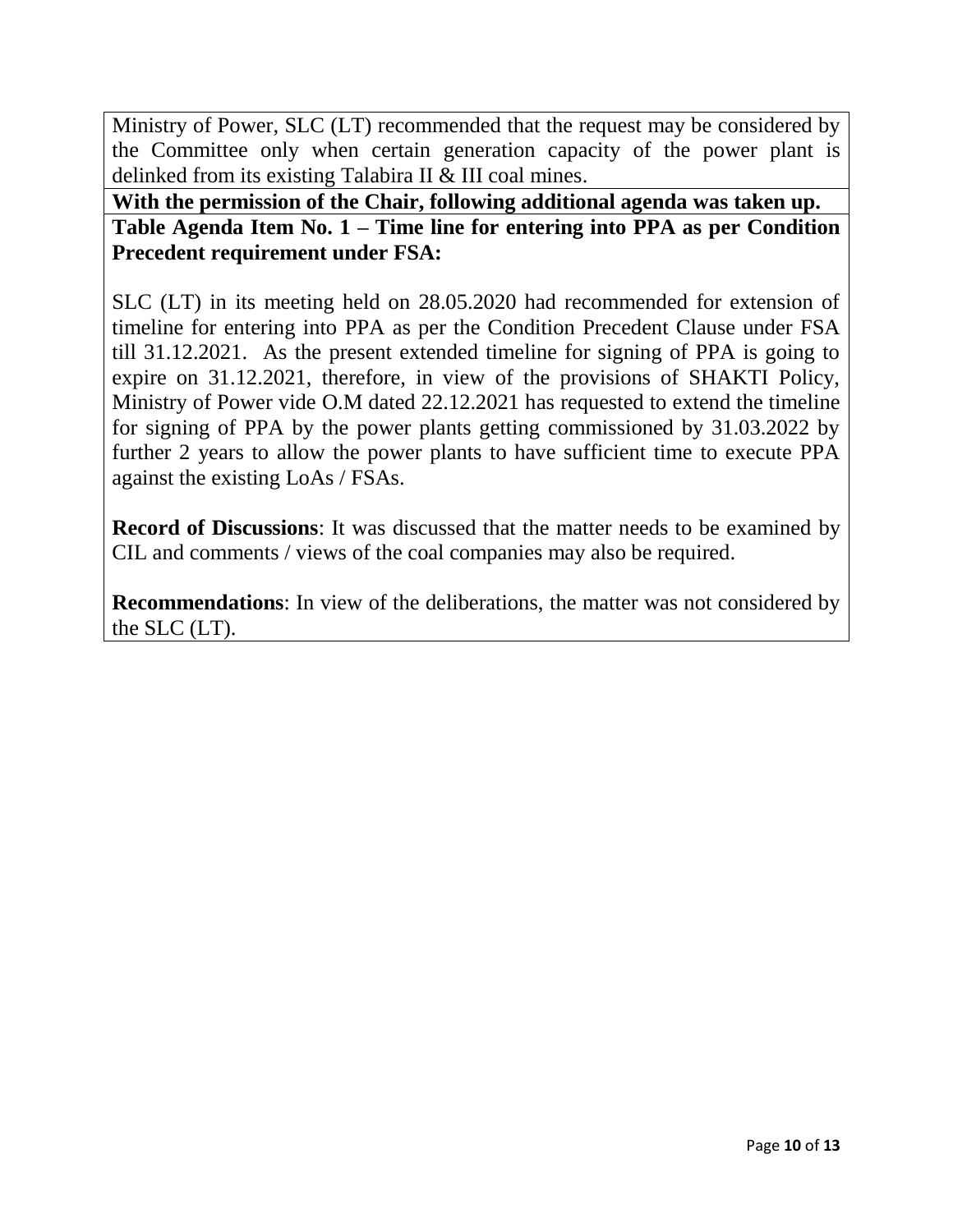Ministry of Power, SLC (LT) recommended that the request may be considered by the Committee only when certain generation capacity of the power plant is delinked from its existing Talabira II & III coal mines.

**With the permission of the Chair, following additional agenda was taken up.**

**Table Agenda Item No. 1 – Time line for entering into PPA as per Condition Precedent requirement under FSA:**

SLC (LT) in its meeting held on 28.05.2020 had recommended for extension of timeline for entering into PPA as per the Condition Precedent Clause under FSA till 31.12.2021. As the present extended timeline for signing of PPA is going to expire on 31.12.2021, therefore, in view of the provisions of SHAKTI Policy, Ministry of Power vide O.M dated 22.12.2021 has requested to extend the timeline for signing of PPA by the power plants getting commissioned by 31.03.2022 by further 2 years to allow the power plants to have sufficient time to execute PPA against the existing LoAs / FSAs.

**Record of Discussions**: It was discussed that the matter needs to be examined by CIL and comments / views of the coal companies may also be required.

**Recommendations**: In view of the deliberations, the matter was not considered by the SLC (LT).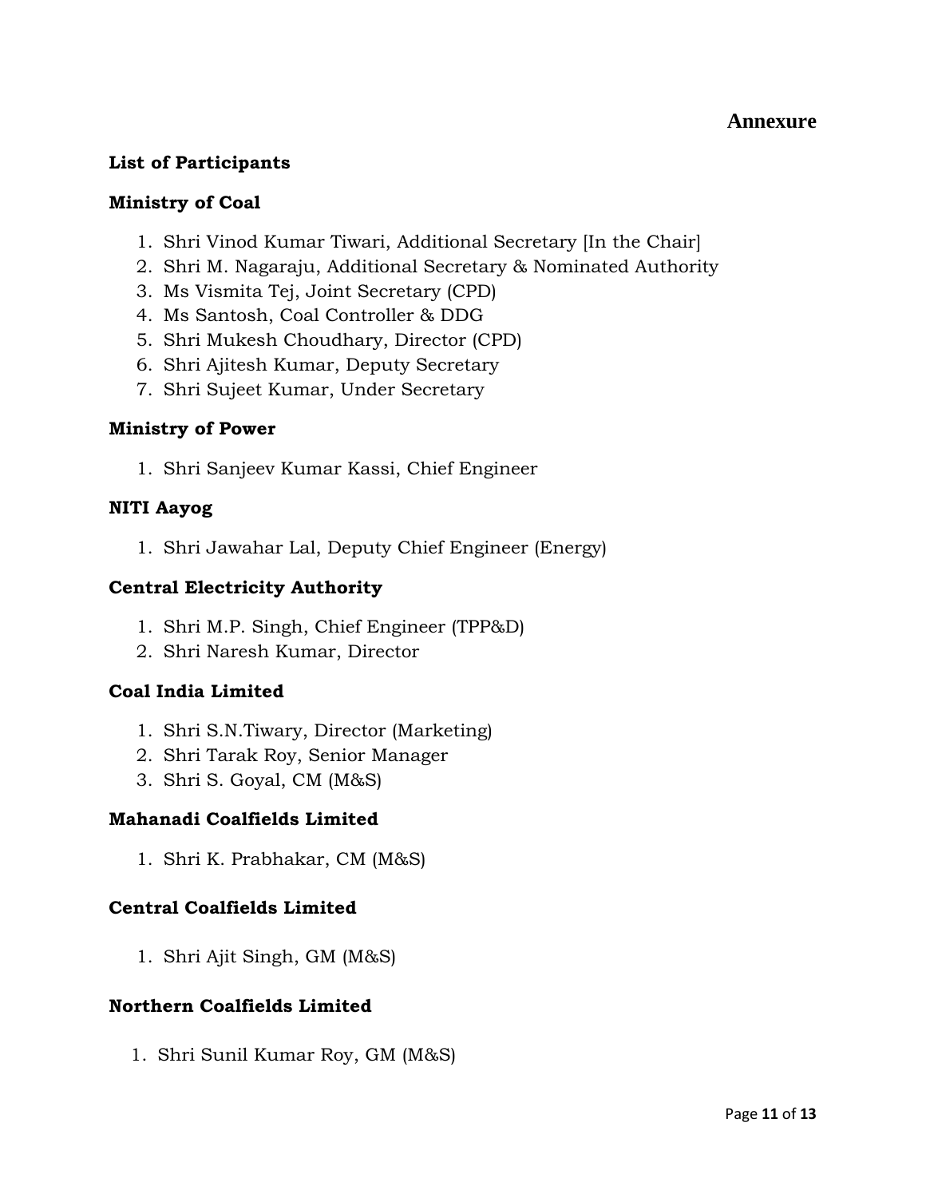**Annexure**

**List of Participants**

**Ministry of Coal**

1. Shri Vinod Kumar Tiwari, Additional Secretary [In the Chair]
2. Shri M. Nagaraju, Additional Secretary & Nominated Authority
3. Ms Vismita Tej, Joint Secretary (CPD)
4. Ms Santosh, Coal Controller & DDG
5. Shri Mukesh Choudhary, Director (CPD)
6. Shri Ajitesh Kumar, Deputy Secretary
7. Shri Sujeet Kumar, Under Secretary

**Ministry of Power**

1. Shri Sanjeev Kumar Kassi, Chief Engineer

**NITI Aayog**

1. Shri Jawahar Lal, Deputy Chief Engineer (Energy)

**Central Electricity Authority**

1. Shri M.P. Singh, Chief Engineer (TPP&D)
2. Shri Naresh Kumar, Director

**Coal India Limited**

1. Shri S.N.Tiwary, Director (Marketing)
2. Shri Tarak Roy, Senior Manager
3. Shri S. Goyal, CM (M&S)

**Mahanadi Coalfields Limited**

1. Shri K. Prabhakar, CM (M&S)

**Central Coalfields Limited**

1. Shri Ajit Singh, GM (M&S)

**Northern Coalfields Limited**

1. Shri Sunil Kumar Roy, GM (M&S)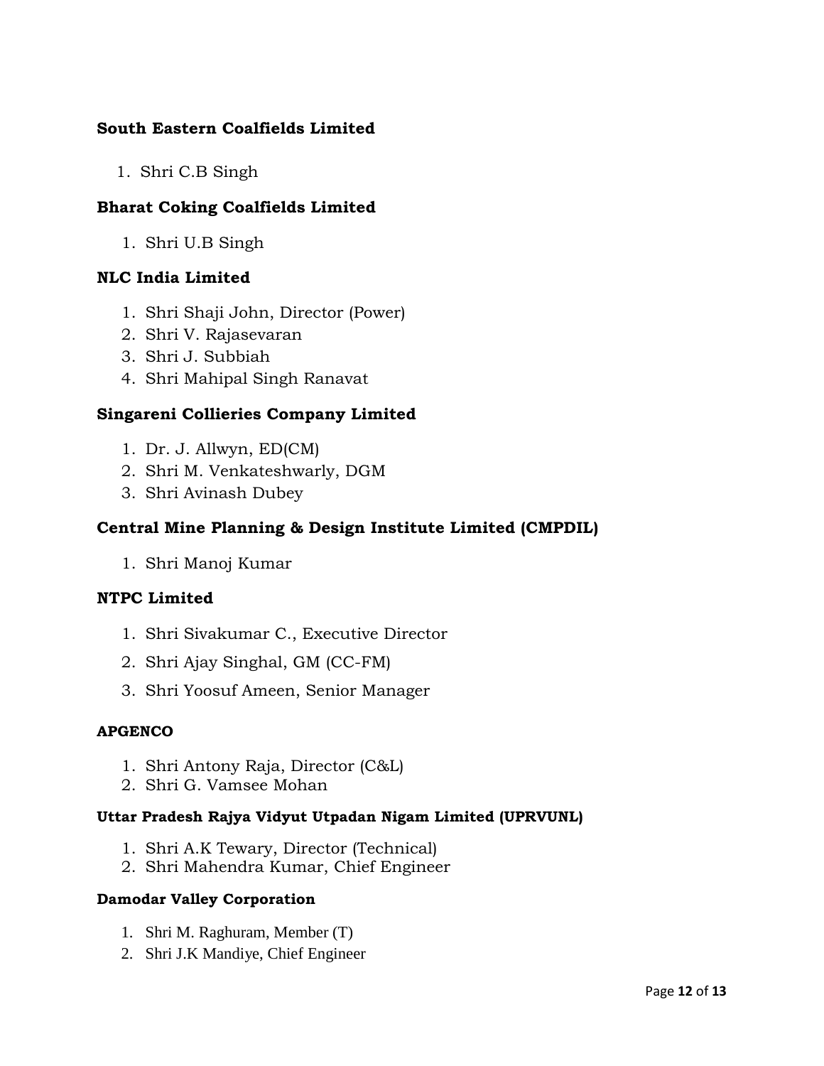**South Eastern Coalfields Limited**

1. Shri C.B Singh

**Bharat Coking Coalfields Limited**

1. Shri U.B Singh

**NLC India Limited**

1. Shri Shaji John, Director (Power)
2. Shri V. Rajasevaran
3. Shri J. Subbiah
4. Shri Mahipal Singh Ranavat

**Singareni Collieries Company Limited**

1. Dr. J. Allwyn, ED(CM)
2. Shri M. Venkateshwarly, DGM
3. Shri Avinash Dubey

**Central Mine Planning & Design Institute Limited (CMPDIL)**

1. Shri Manoj Kumar

**NTPC Limited**

1. Shri Sivakumar C., Executive Director
2. Shri Ajay Singhal, GM (CC-FM)
3. Shri Yoosuf Ameen, Senior Manager

**APGENCO**

1. Shri Antony Raja, Director (C&L)
2. Shri G. Vamsee Mohan

**Uttar Pradesh Rajya Vidyut Utpadan Nigam Limited (UPRVUNL)**

1. Shri A.K Tewary, Director (Technical)
2. Shri Mahendra Kumar, Chief Engineer

**Damodar Valley Corporation**

1. Shri M. Raghuram, Member (T)
2. Shri J.K Mandiye, Chief Engineer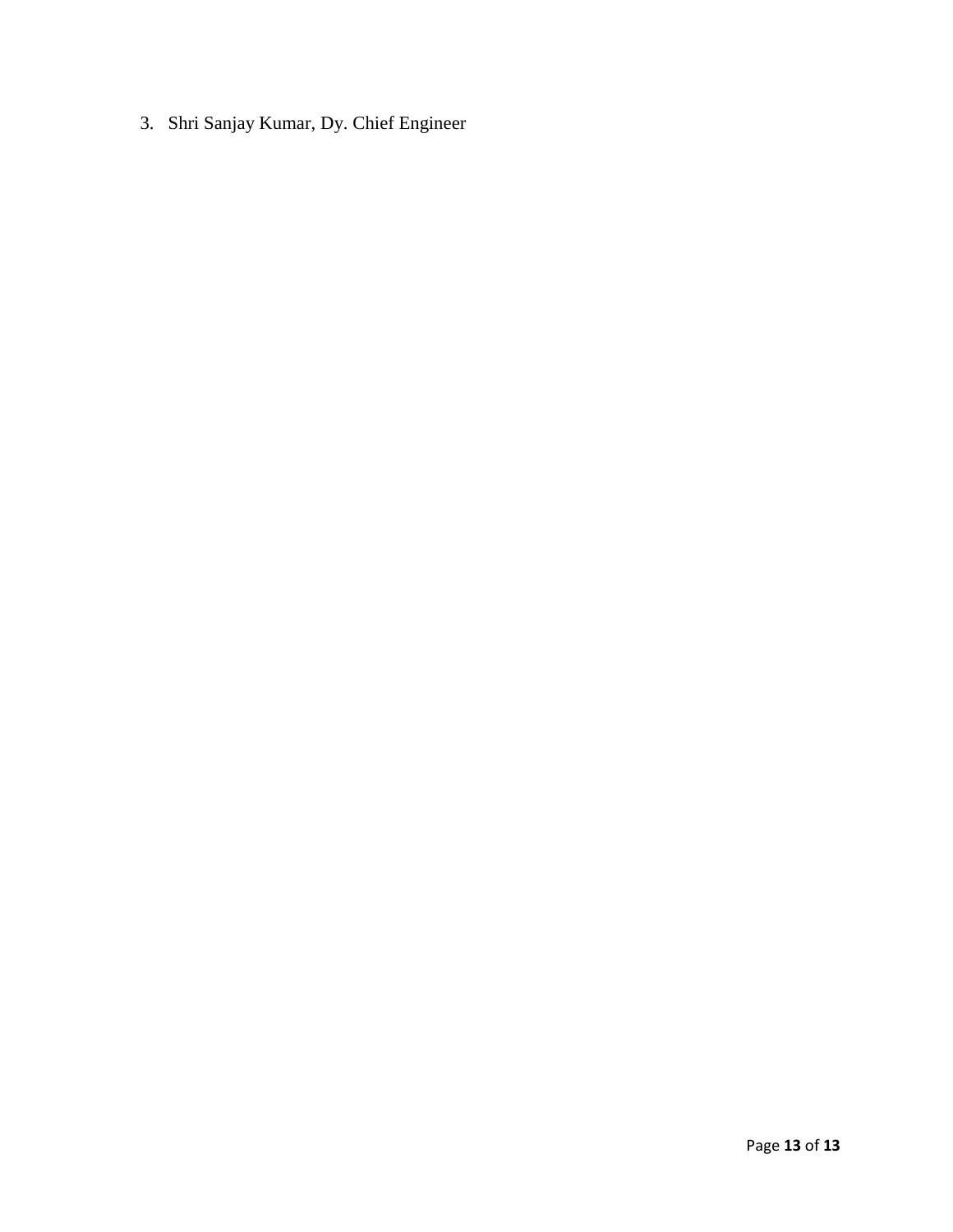3. Shri Sanjay Kumar, Dy. Chief Engineer